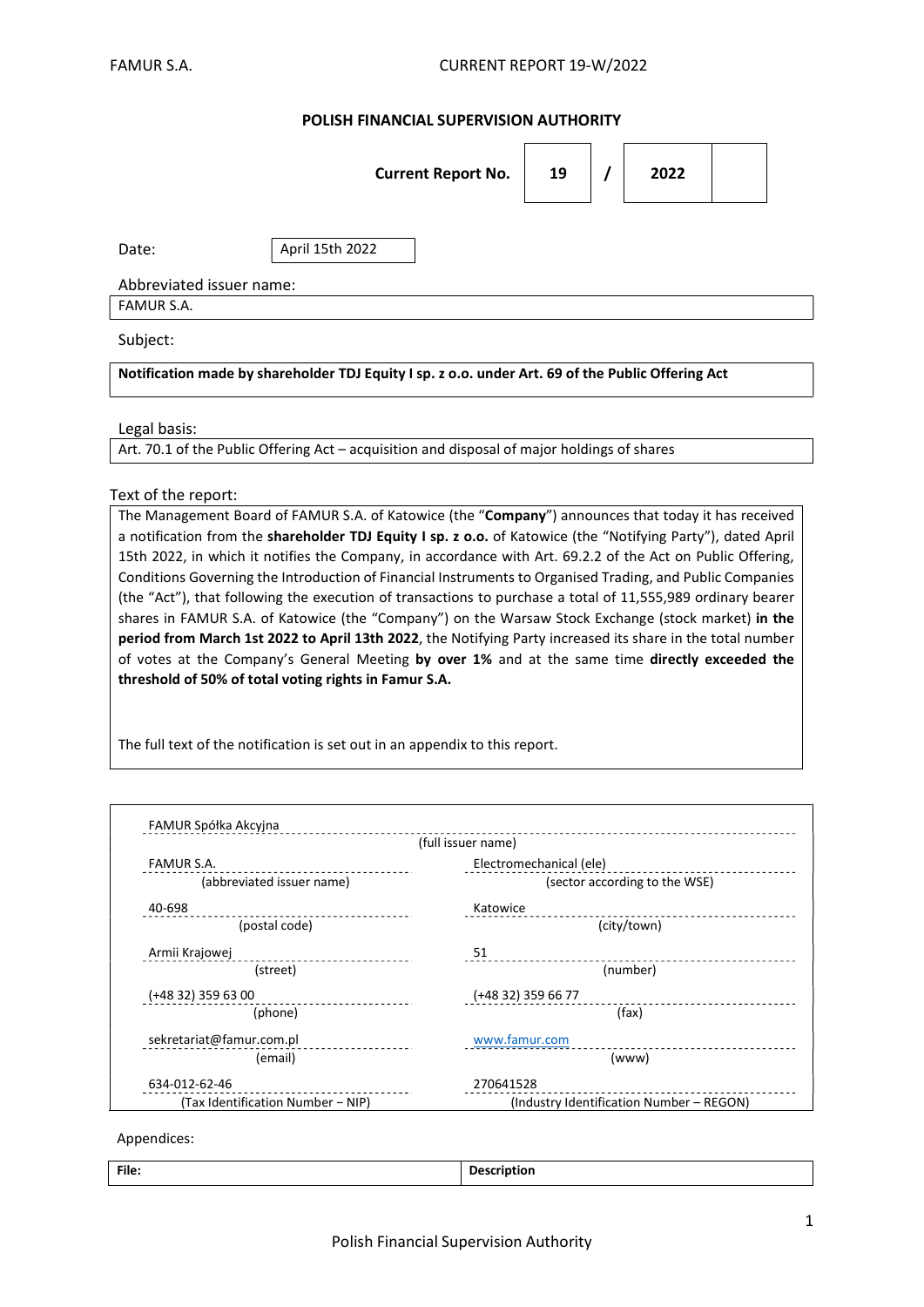**POLISH FINANCIAL SUPERVISION AUTHORITY**

| Current Report No. | 19 | / | 2022 | |
|---|---|---|---|---|

Date: April 15th 2022

Abbreviated issuer name:

FAMUR S.A.

Subject:

**Notification made by shareholder TDJ Equity I sp. z o.o. under Art. 69 of the Public Offering Act**

Legal basis:

Art. 70.1 of the Public Offering Act – acquisition and disposal of major holdings of shares

Text of the report:

The Management Board of FAMUR S.A. of Katowice (the "**Company**") announces that today it has received a notification from the **shareholder TDJ Equity I sp. z o.o.** of Katowice (the "Notifying Party"), dated April 15th 2022, in which it notifies the Company, in accordance with Art. 69.2.2 of the Act on Public Offering, Conditions Governing the Introduction of Financial Instruments to Organised Trading, and Public Companies (the "Act"), that following the execution of transactions to purchase a total of 11,555,989 ordinary bearer shares in FAMUR S.A. of Katowice (the "Company") on the Warsaw Stock Exchange (stock market) **in the period from March 1st 2022 to April 13th 2022**, the Notifying Party increased its share in the total number of votes at the Company's General Meeting **by over 1%** and at the same time **directly exceeded the threshold of 50% of total voting rights in Famur S.A.**

The full text of the notification is set out in an appendix to this report.

| | |
|---|---|
| FAMUR Spółka Akcyjna (full issuer name) | |
| FAMUR S.A. (abbreviated issuer name) | Electromechanical (ele) (sector according to the WSE) |
| 40-698 (postal code) | Katowice (city/town) |
| Armii Krajowej (street) | 51 (number) |
| (+48 32) 359 63 00 (phone) | (+48 32) 359 66 77 (fax) |
| sekretariat@famur.com.pl (email) | www.famur.com (www) |
| 634-012-62-46 (Tax Identification Number – NIP) | 270641528 (Industry Identification Number – REGON) |

Appendices:

| File: | Description |
|---|---|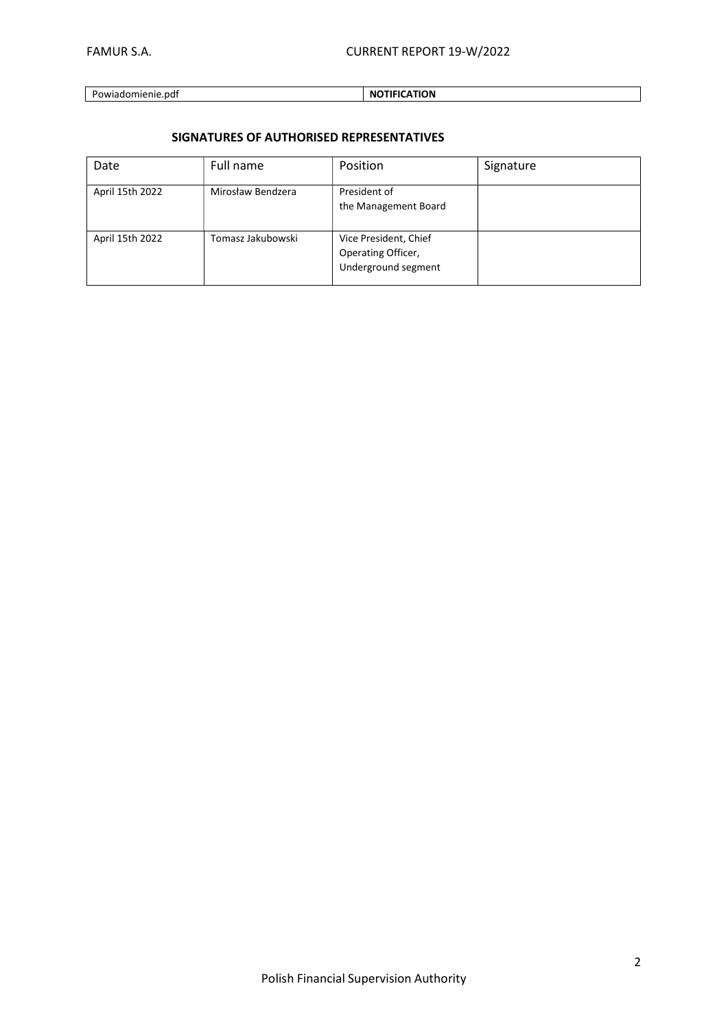| Powiadomienie.pdf | **NOTIFICATION** |
|---|---|

## SIGNATURES OF AUTHORISED REPRESENTATIVES

| Date | Full name | Position | Signature |
|---|---|---|---|
| April 15th 2022 | Mirosław Bendzera | President of the Management Board | |
| April 15th 2022 | Tomasz Jakubowski | Vice President, Chief Operating Officer, Underground segment | |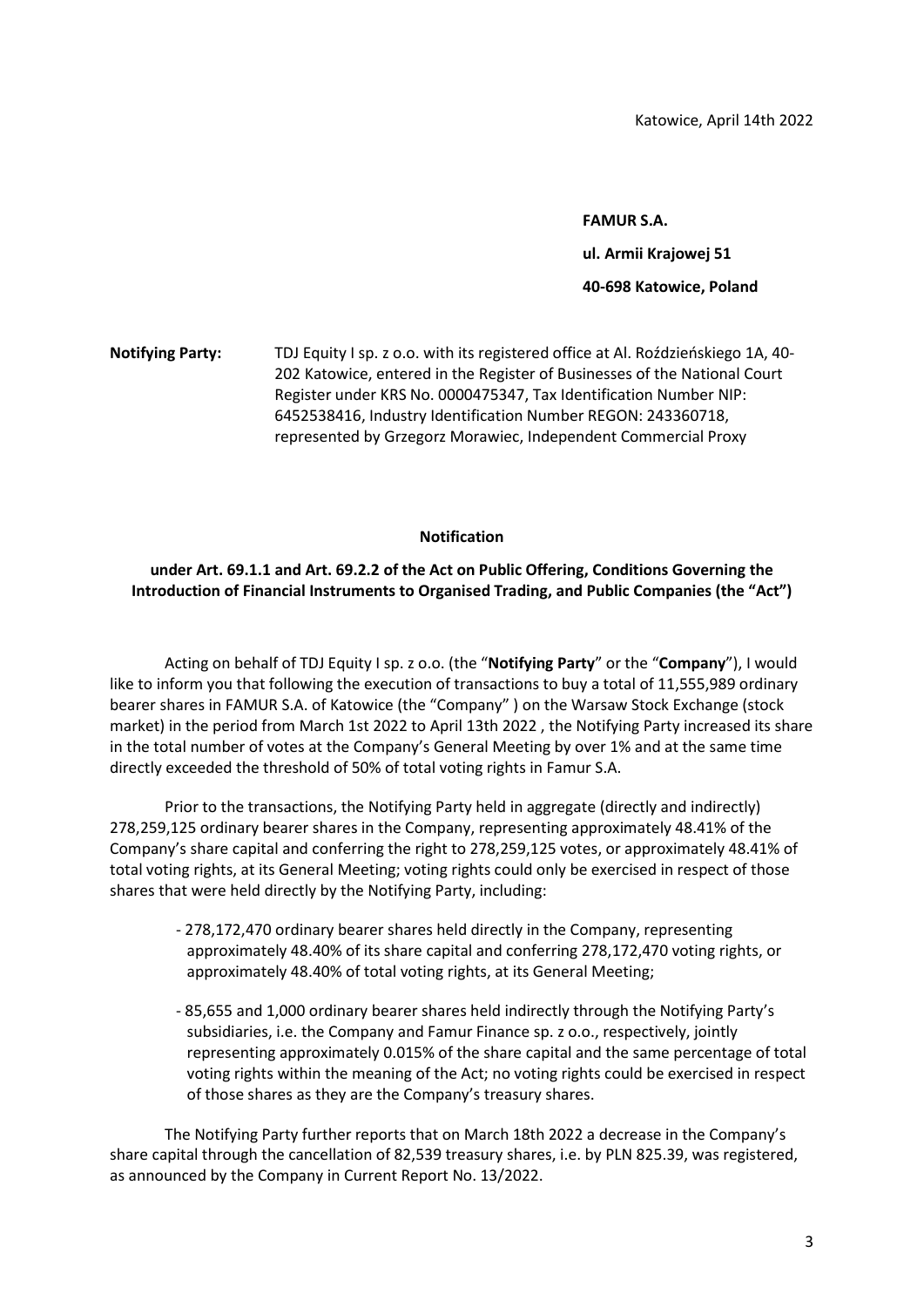Katowice, April 14th 2022

**FAMUR S.A.**

**ul. Armii Krajowej 51**

**40-698 Katowice, Poland**

**Notifying Party:** TDJ Equity I sp. z o.o. with its registered office at Al. Roździeńskiego 1A, 40-202 Katowice, entered in the Register of Businesses of the National Court Register under KRS No. 0000475347, Tax Identification Number NIP: 6452538416, Industry Identification Number REGON: 243360718, represented by Grzegorz Morawiec, Independent Commercial Proxy

**Notification**

**under Art. 69.1.1 and Art. 69.2.2 of the Act on Public Offering, Conditions Governing the Introduction of Financial Instruments to Organised Trading, and Public Companies (the "Act")**

Acting on behalf of TDJ Equity I sp. z o.o. (the "**Notifying Party**" or the "**Company**"), I would like to inform you that following the execution of transactions to buy a total of 11,555,989 ordinary bearer shares in FAMUR S.A. of Katowice (the "Company" ) on the Warsaw Stock Exchange (stock market) in the period from March 1st 2022 to April 13th 2022 , the Notifying Party increased its share in the total number of votes at the Company's General Meeting by over 1% and at the same time directly exceeded the threshold of 50% of total voting rights in Famur S.A.

Prior to the transactions, the Notifying Party held in aggregate (directly and indirectly) 278,259,125 ordinary bearer shares in the Company, representing approximately 48.41% of the Company's share capital and conferring the right to 278,259,125 votes, or approximately 48.41% of total voting rights, at its General Meeting; voting rights could only be exercised in respect of those shares that were held directly by the Notifying Party, including:

- 278,172,470 ordinary bearer shares held directly in the Company, representing approximately 48.40% of its share capital and conferring 278,172,470 voting rights, or approximately 48.40% of total voting rights, at its General Meeting;
- 85,655 and 1,000 ordinary bearer shares held indirectly through the Notifying Party's subsidiaries, i.e. the Company and Famur Finance sp. z o.o., respectively, jointly representing approximately 0.015% of the share capital and the same percentage of total voting rights within the meaning of the Act; no voting rights could be exercised in respect of those shares as they are the Company's treasury shares.

The Notifying Party further reports that on March 18th 2022 a decrease in the Company's share capital through the cancellation of 82,539 treasury shares, i.e. by PLN 825.39, was registered, as announced by the Company in Current Report No. 13/2022.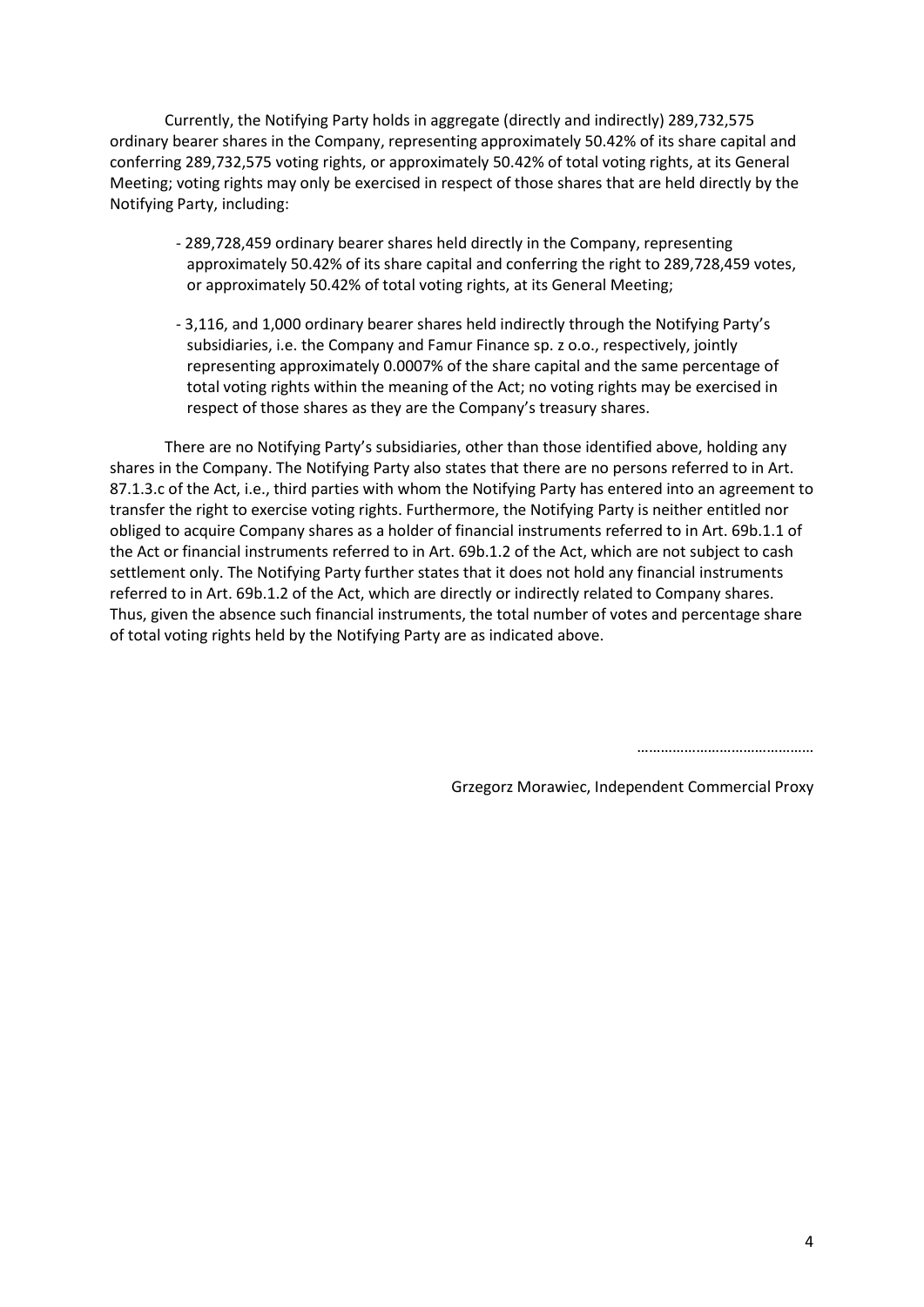Currently, the Notifying Party holds in aggregate (directly and indirectly) 289,732,575 ordinary bearer shares in the Company, representing approximately 50.42% of its share capital and conferring 289,732,575 voting rights, or approximately 50.42% of total voting rights, at its General Meeting; voting rights may only be exercised in respect of those shares that are held directly by the Notifying Party, including:

- 289,728,459 ordinary bearer shares held directly in the Company, representing approximately 50.42% of its share capital and conferring the right to 289,728,459 votes, or approximately 50.42% of total voting rights, at its General Meeting;
- 3,116, and 1,000 ordinary bearer shares held indirectly through the Notifying Party's subsidiaries, i.e. the Company and Famur Finance sp. z o.o., respectively, jointly representing approximately 0.0007% of the share capital and the same percentage of total voting rights within the meaning of the Act; no voting rights may be exercised in respect of those shares as they are the Company's treasury shares.

There are no Notifying Party's subsidiaries, other than those identified above, holding any shares in the Company. The Notifying Party also states that there are no persons referred to in Art. 87.1.3.c of the Act, i.e., third parties with whom the Notifying Party has entered into an agreement to transfer the right to exercise voting rights. Furthermore, the Notifying Party is neither entitled nor obliged to acquire Company shares as a holder of financial instruments referred to in Art. 69b.1.1 of the Act or financial instruments referred to in Art. 69b.1.2 of the Act, which are not subject to cash settlement only. The Notifying Party further states that it does not hold any financial instruments referred to in Art. 69b.1.2 of the Act, which are directly or indirectly related to Company shares. Thus, given the absence such financial instruments, the total number of votes and percentage share of total voting rights held by the Notifying Party are as indicated above.

……………………………………

Grzegorz Morawiec, Independent Commercial Proxy